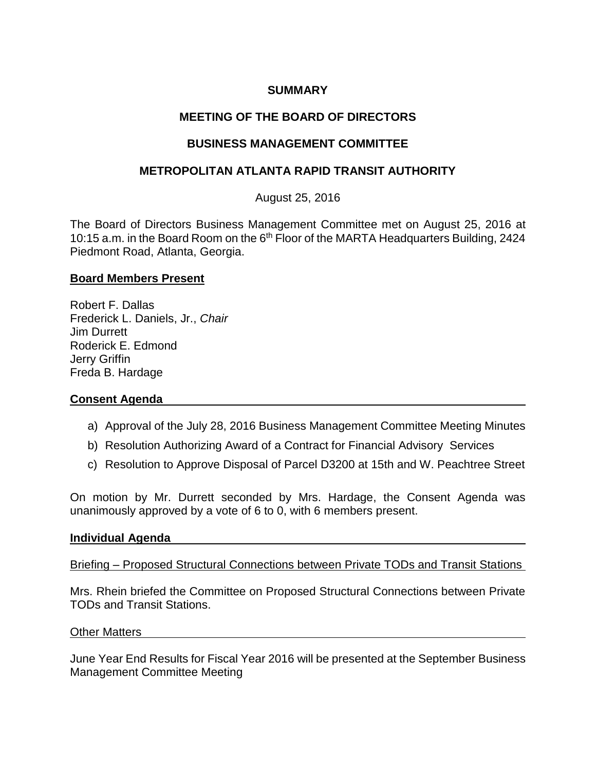# SUMMARY

## MEETING OF THE BOARD OF DIRECTORS

## BUSINESS MANAGEMENT COMMITTEE

## METROPOLITAN ATLANTA RAPID TRANSIT AUTHORITY

August 25, 2016

The Board of Directors Business Management Committee met on August 25, 2016 at 10:15 a.m. in the Board Room on the 6th Floor of the MARTA Headquarters Building, 2424 Piedmont Road, Atlanta, Georgia.

**Board Members Present**

Robert F. Dallas
Frederick L. Daniels, Jr., *Chair*
Jim Durrett
Roderick E. Edmond
Jerry Griffin
Freda B. Hardage

**Consent Agenda**

a) Approval of the July 28, 2016 Business Management Committee Meeting Minutes
b) Resolution Authorizing Award of a Contract for Financial Advisory Services
c) Resolution to Approve Disposal of Parcel D3200 at 15th and W. Peachtree Street

On motion by Mr. Durrett seconded by Mrs. Hardage, the Consent Agenda was unanimously approved by a vote of 6 to 0, with 6 members present.

**Individual Agenda**

Briefing – Proposed Structural Connections between Private TODs and Transit Stations

Mrs. Rhein briefed the Committee on Proposed Structural Connections between Private TODs and Transit Stations.

Other Matters

June Year End Results for Fiscal Year 2016 will be presented at the September Business Management Committee Meeting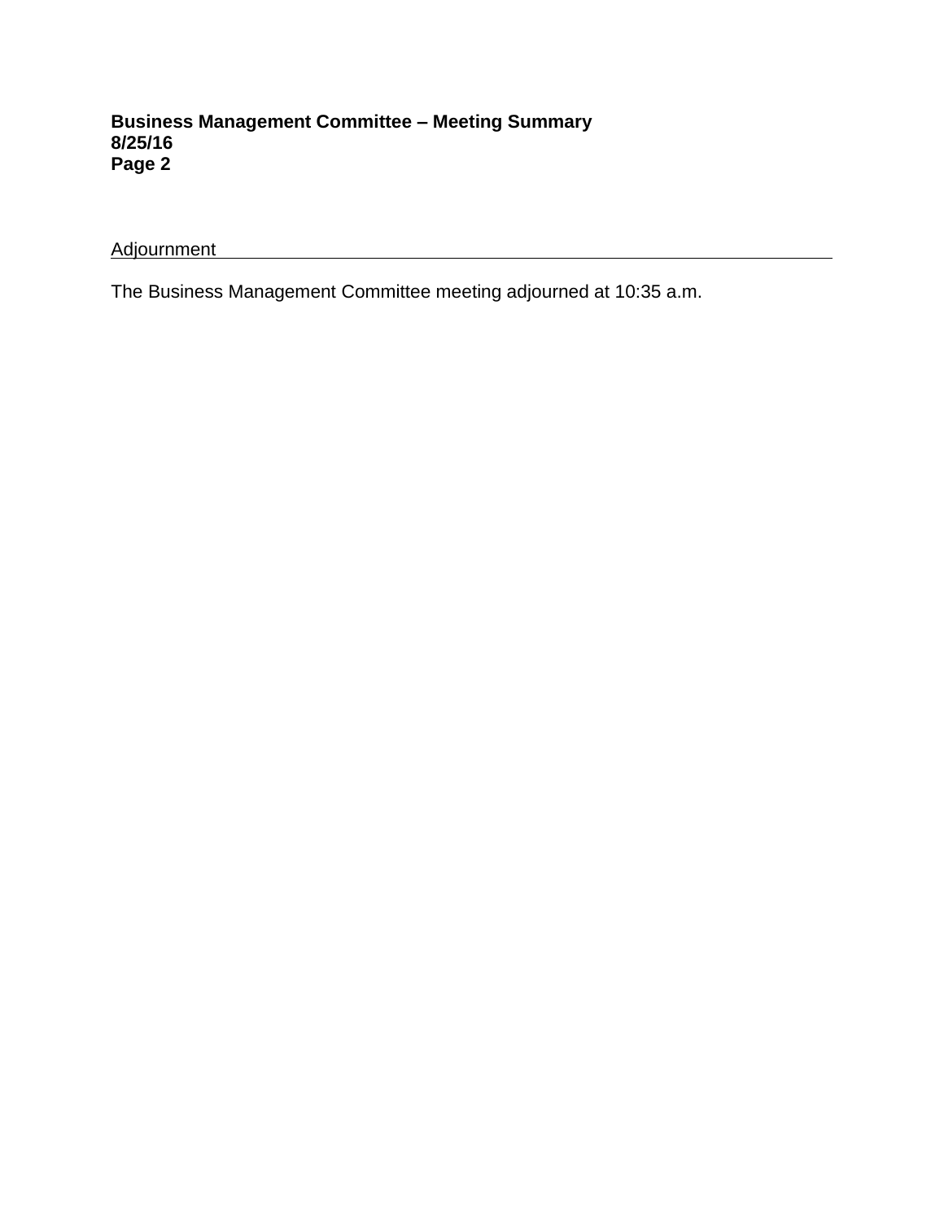Adjournment

The Business Management Committee meeting adjourned at 10:35 a.m.